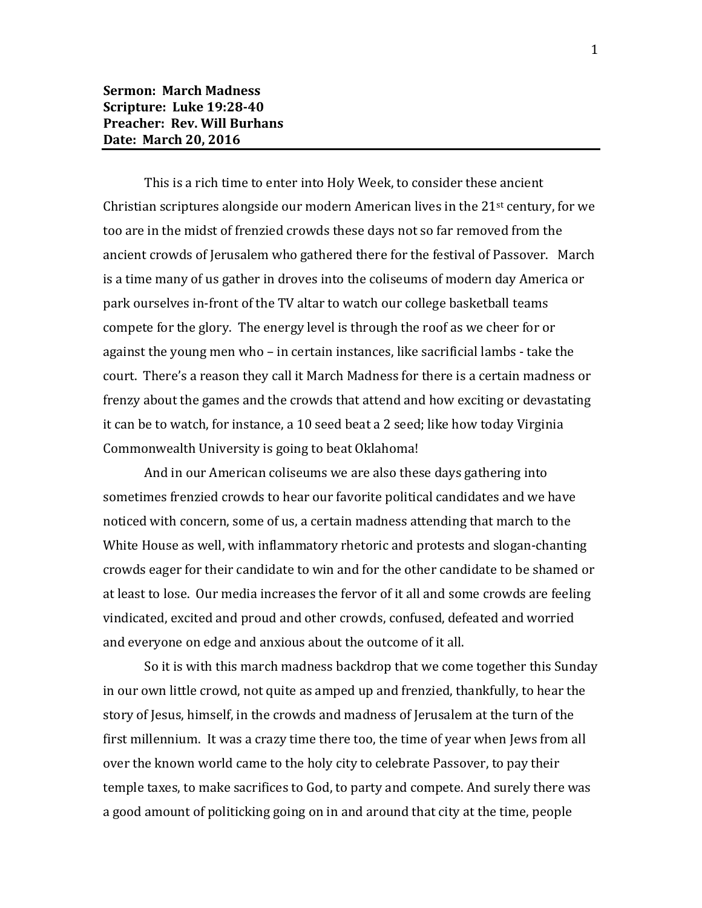**Sermon: March Madness**
**Scripture: Luke 19:28-40**
**Preacher: Rev. Will Burhans**
**Date: March 20, 2016**

---

This is a rich time to enter into Holy Week, to consider these ancient Christian scriptures alongside our modern American lives in the 21st century, for we too are in the midst of frenzied crowds these days not so far removed from the ancient crowds of Jerusalem who gathered there for the festival of Passover. March is a time many of us gather in droves into the coliseums of modern day America or park ourselves in-front of the TV altar to watch our college basketball teams compete for the glory. The energy level is through the roof as we cheer for or against the young men who – in certain instances, like sacrificial lambs - take the court. There's a reason they call it March Madness for there is a certain madness or frenzy about the games and the crowds that attend and how exciting or devastating it can be to watch, for instance, a 10 seed beat a 2 seed; like how today Virginia Commonwealth University is going to beat Oklahoma!

And in our American coliseums we are also these days gathering into sometimes frenzied crowds to hear our favorite political candidates and we have noticed with concern, some of us, a certain madness attending that march to the White House as well, with inflammatory rhetoric and protests and slogan-chanting crowds eager for their candidate to win and for the other candidate to be shamed or at least to lose. Our media increases the fervor of it all and some crowds are feeling vindicated, excited and proud and other crowds, confused, defeated and worried and everyone on edge and anxious about the outcome of it all.

So it is with this march madness backdrop that we come together this Sunday in our own little crowd, not quite as amped up and frenzied, thankfully, to hear the story of Jesus, himself, in the crowds and madness of Jerusalem at the turn of the first millennium. It was a crazy time there too, the time of year when Jews from all over the known world came to the holy city to celebrate Passover, to pay their temple taxes, to make sacrifices to God, to party and compete. And surely there was a good amount of politicking going on in and around that city at the time, people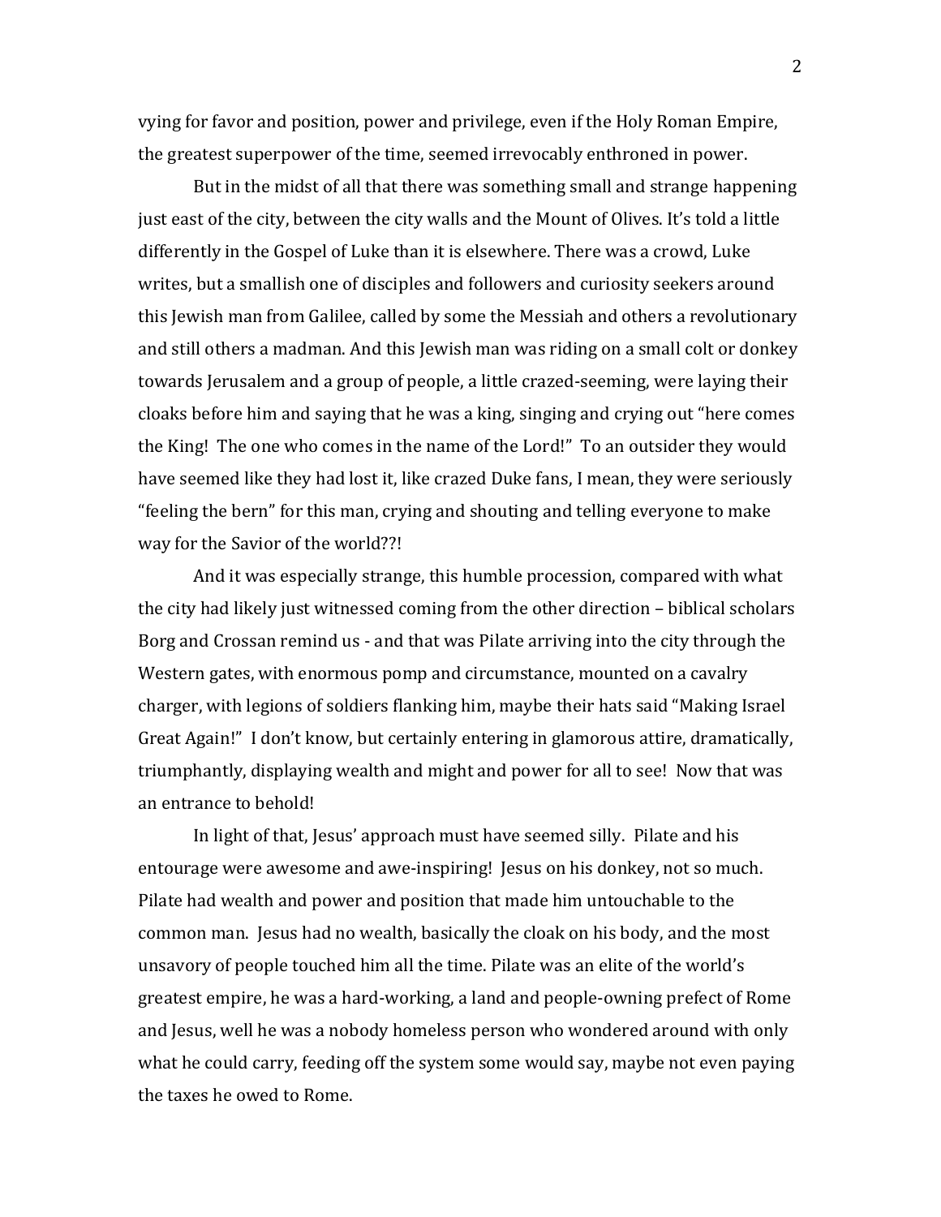vying for favor and position, power and privilege, even if the Holy Roman Empire, the greatest superpower of the time, seemed irrevocably enthroned in power.

But in the midst of all that there was something small and strange happening just east of the city, between the city walls and the Mount of Olives. It's told a little differently in the Gospel of Luke than it is elsewhere. There was a crowd, Luke writes, but a smallish one of disciples and followers and curiosity seekers around this Jewish man from Galilee, called by some the Messiah and others a revolutionary and still others a madman. And this Jewish man was riding on a small colt or donkey towards Jerusalem and a group of people, a little crazed-seeming, were laying their cloaks before him and saying that he was a king, singing and crying out "here comes the King! The one who comes in the name of the Lord!" To an outsider they would have seemed like they had lost it, like crazed Duke fans, I mean, they were seriously "feeling the bern" for this man, crying and shouting and telling everyone to make way for the Savior of the world??!

And it was especially strange, this humble procession, compared with what the city had likely just witnessed coming from the other direction – biblical scholars Borg and Crossan remind us - and that was Pilate arriving into the city through the Western gates, with enormous pomp and circumstance, mounted on a cavalry charger, with legions of soldiers flanking him, maybe their hats said "Making Israel Great Again!" I don't know, but certainly entering in glamorous attire, dramatically, triumphantly, displaying wealth and might and power for all to see! Now that was an entrance to behold!

In light of that, Jesus' approach must have seemed silly. Pilate and his entourage were awesome and awe-inspiring! Jesus on his donkey, not so much. Pilate had wealth and power and position that made him untouchable to the common man. Jesus had no wealth, basically the cloak on his body, and the most unsavory of people touched him all the time. Pilate was an elite of the world's greatest empire, he was a hard-working, a land and people-owning prefect of Rome and Jesus, well he was a nobody homeless person who wondered around with only what he could carry, feeding off the system some would say, maybe not even paying the taxes he owed to Rome.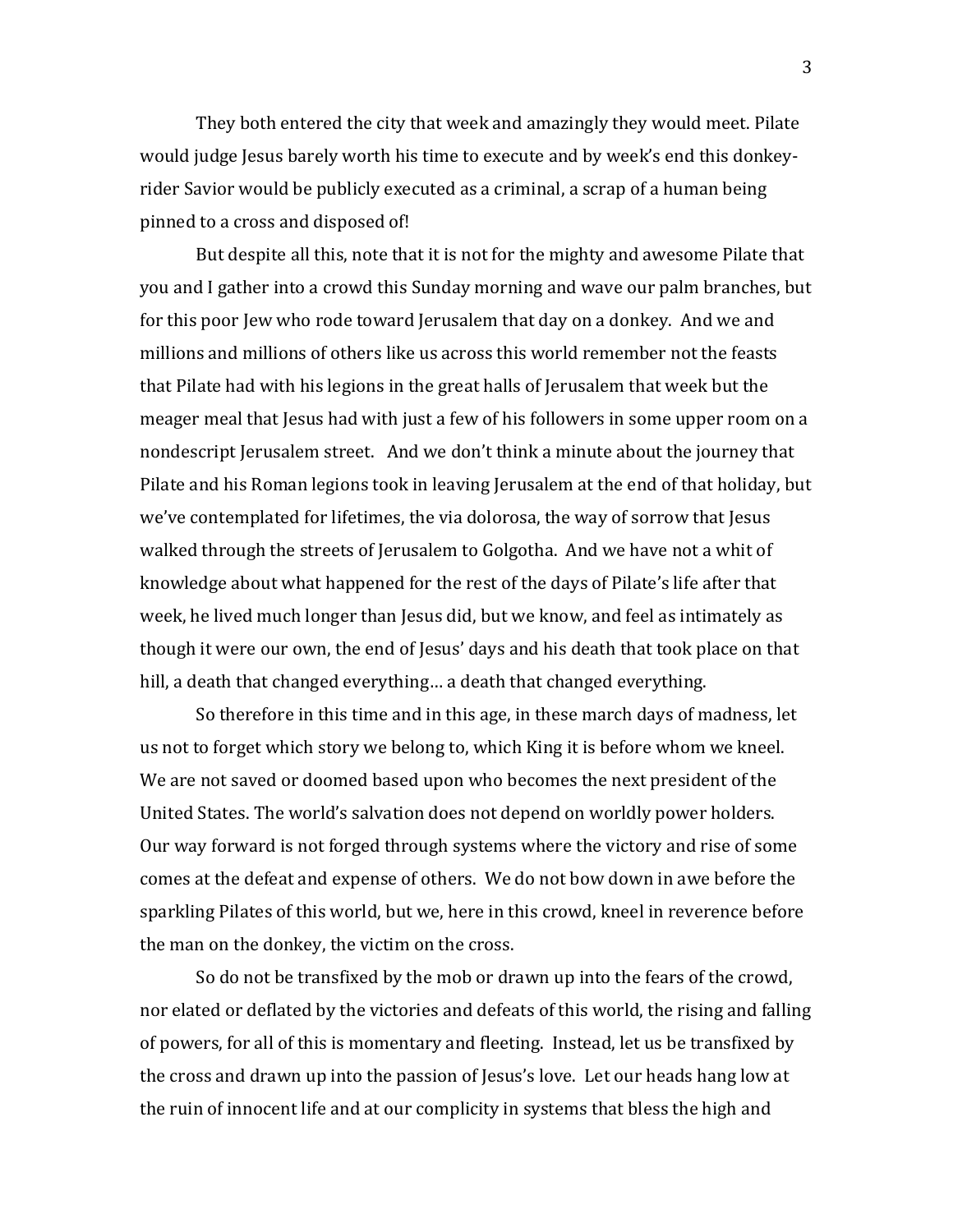They both entered the city that week and amazingly they would meet. Pilate would judge Jesus barely worth his time to execute and by week's end this donkey-rider Savior would be publicly executed as a criminal, a scrap of a human being pinned to a cross and disposed of!

But despite all this, note that it is not for the mighty and awesome Pilate that you and I gather into a crowd this Sunday morning and wave our palm branches, but for this poor Jew who rode toward Jerusalem that day on a donkey. And we and millions and millions of others like us across this world remember not the feasts that Pilate had with his legions in the great halls of Jerusalem that week but the meager meal that Jesus had with just a few of his followers in some upper room on a nondescript Jerusalem street. And we don't think a minute about the journey that Pilate and his Roman legions took in leaving Jerusalem at the end of that holiday, but we've contemplated for lifetimes, the via dolorosa, the way of sorrow that Jesus walked through the streets of Jerusalem to Golgotha. And we have not a whit of knowledge about what happened for the rest of the days of Pilate's life after that week, he lived much longer than Jesus did, but we know, and feel as intimately as though it were our own, the end of Jesus' days and his death that took place on that hill, a death that changed everything… a death that changed everything.

So therefore in this time and in this age, in these march days of madness, let us not to forget which story we belong to, which King it is before whom we kneel. We are not saved or doomed based upon who becomes the next president of the United States. The world's salvation does not depend on worldly power holders. Our way forward is not forged through systems where the victory and rise of some comes at the defeat and expense of others. We do not bow down in awe before the sparkling Pilates of this world, but we, here in this crowd, kneel in reverence before the man on the donkey, the victim on the cross.

So do not be transfixed by the mob or drawn up into the fears of the crowd, nor elated or deflated by the victories and defeats of this world, the rising and falling of powers, for all of this is momentary and fleeting. Instead, let us be transfixed by the cross and drawn up into the passion of Jesus's love. Let our heads hang low at the ruin of innocent life and at our complicity in systems that bless the high and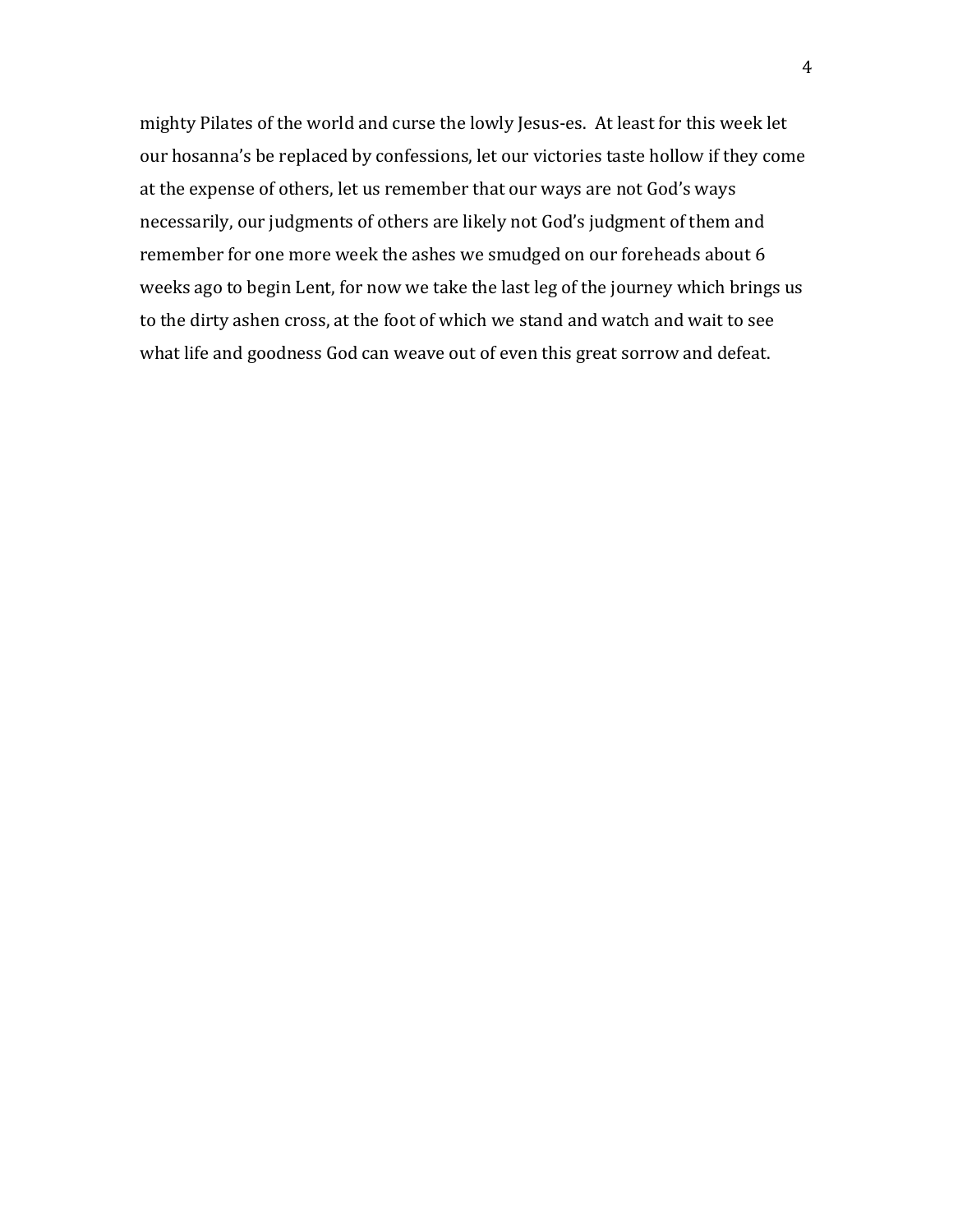mighty Pilates of the world and curse the lowly Jesus-es. At least for this week let our hosanna's be replaced by confessions, let our victories taste hollow if they come at the expense of others, let us remember that our ways are not God's ways necessarily, our judgments of others are likely not God's judgment of them and remember for one more week the ashes we smudged on our foreheads about 6 weeks ago to begin Lent, for now we take the last leg of the journey which brings us to the dirty ashen cross, at the foot of which we stand and watch and wait to see what life and goodness God can weave out of even this great sorrow and defeat.